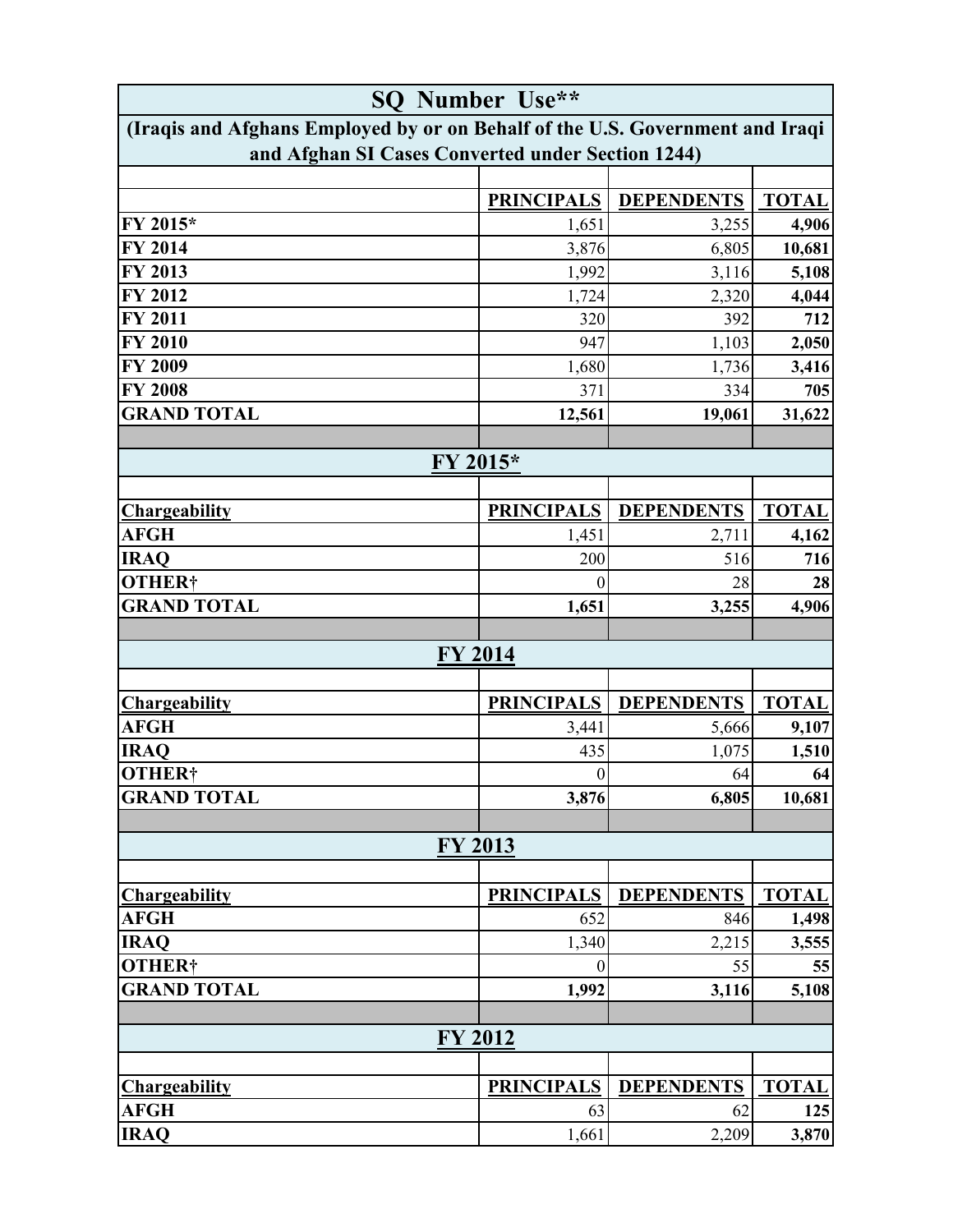# SQ Number Use**

## (Iraqis and Afghans Employed by or on Behalf of the U.S. Government and Iraqi and Afghan SI Cases Converted under Section 1244)

| | PRINCIPALS | DEPENDENTS | TOTAL |
|---|---|---|---|
| **FY 2015*** | 1,651 | 3,255 | **4,906** |
| **FY 2014** | 3,876 | 6,805 | **10,681** |
| **FY 2013** | 1,992 | 3,116 | **5,108** |
| **FY 2012** | 1,724 | 2,320 | **4,044** |
| **FY 2011** | 320 | 392 | **712** |
| **FY 2010** | 947 | 1,103 | **2,050** |
| **FY 2009** | 1,680 | 1,736 | **3,416** |
| **FY 2008** | 371 | 334 | **705** |
| **GRAND TOTAL** | **12,561** | **19,061** | **31,622** |

## FY 2015*

| Chargeability | PRINCIPALS | DEPENDENTS | TOTAL |
|---|---|---|---|
| **AFGH** | 1,451 | 2,711 | **4,162** |
| **IRAQ** | 200 | 516 | **716** |
| **OTHER†** | 0 | 28 | **28** |
| **GRAND TOTAL** | **1,651** | **3,255** | **4,906** |

## FY 2014

| Chargeability | PRINCIPALS | DEPENDENTS | TOTAL |
|---|---|---|---|
| **AFGH** | 3,441 | 5,666 | **9,107** |
| **IRAQ** | 435 | 1,075 | **1,510** |
| **OTHER†** | 0 | 64 | **64** |
| **GRAND TOTAL** | **3,876** | **6,805** | **10,681** |

## FY 2013

| Chargeability | PRINCIPALS | DEPENDENTS | TOTAL |
|---|---|---|---|
| **AFGH** | 652 | 846 | **1,498** |
| **IRAQ** | 1,340 | 2,215 | **3,555** |
| **OTHER†** | 0 | 55 | **55** |
| **GRAND TOTAL** | **1,992** | **3,116** | **5,108** |

## FY 2012

| Chargeability | PRINCIPALS | DEPENDENTS | TOTAL |
|---|---|---|---|
| **AFGH** | 63 | 62 | **125** |
| **IRAQ** | 1,661 | 2,209 | **3,870** |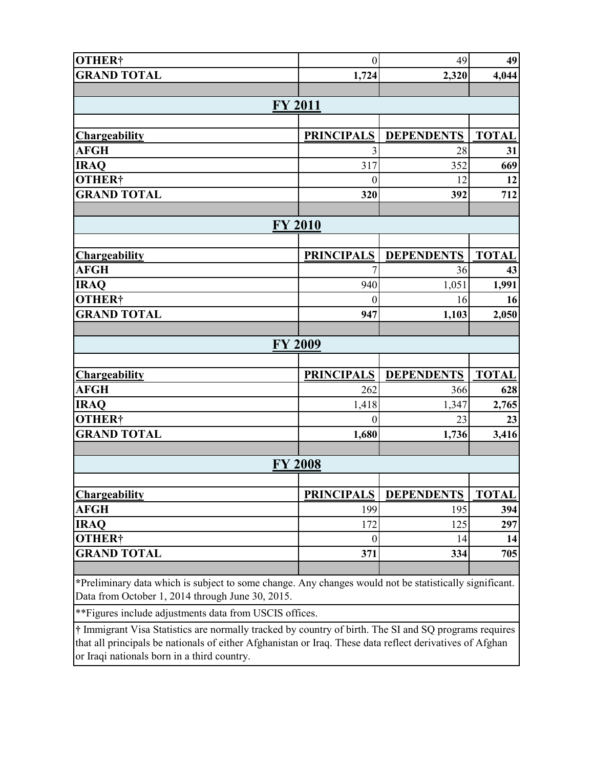| | | | |
|---|---|---|---|
| **OTHER†** | 0 | 49 | **49** |
| **GRAND TOTAL** | **1,724** | **2,320** | **4,044** |

## FY 2011

| Chargeability | PRINCIPALS | DEPENDENTS | TOTAL |
|---|---|---|---|
| **AFGH** | 3 | 28 | **31** |
| **IRAQ** | 317 | 352 | **669** |
| **OTHER†** | 0 | 12 | **12** |
| **GRAND TOTAL** | **320** | **392** | **712** |

## FY 2010

| Chargeability | PRINCIPALS | DEPENDENTS | TOTAL |
|---|---|---|---|
| **AFGH** | 7 | 36 | **43** |
| **IRAQ** | 940 | 1,051 | **1,991** |
| **OTHER†** | 0 | 16 | **16** |
| **GRAND TOTAL** | **947** | **1,103** | **2,050** |

## FY 2009

| Chargeability | PRINCIPALS | DEPENDENTS | TOTAL |
|---|---|---|---|
| **AFGH** | 262 | 366 | **628** |
| **IRAQ** | 1,418 | 1,347 | **2,765** |
| **OTHER†** | 0 | 23 | **23** |
| **GRAND TOTAL** | **1,680** | **1,736** | **3,416** |

## FY 2008

| Chargeability | PRINCIPALS | DEPENDENTS | TOTAL |
|---|---|---|---|
| **AFGH** | 199 | 195 | **394** |
| **IRAQ** | 172 | 125 | **297** |
| **OTHER†** | 0 | 14 | **14** |
| **GRAND TOTAL** | **371** | **334** | **705** |

*Preliminary data which is subject to some change. Any changes would not be statistically significant. Data from October 1, 2014 through June 30, 2015.

**Figures include adjustments data from USCIS offices.

† Immigrant Visa Statistics are normally tracked by country of birth. The SI and SQ programs requires that all principals be nationals of either Afghanistan or Iraq. These data reflect derivatives of Afghan or Iraqi nationals born in a third country.